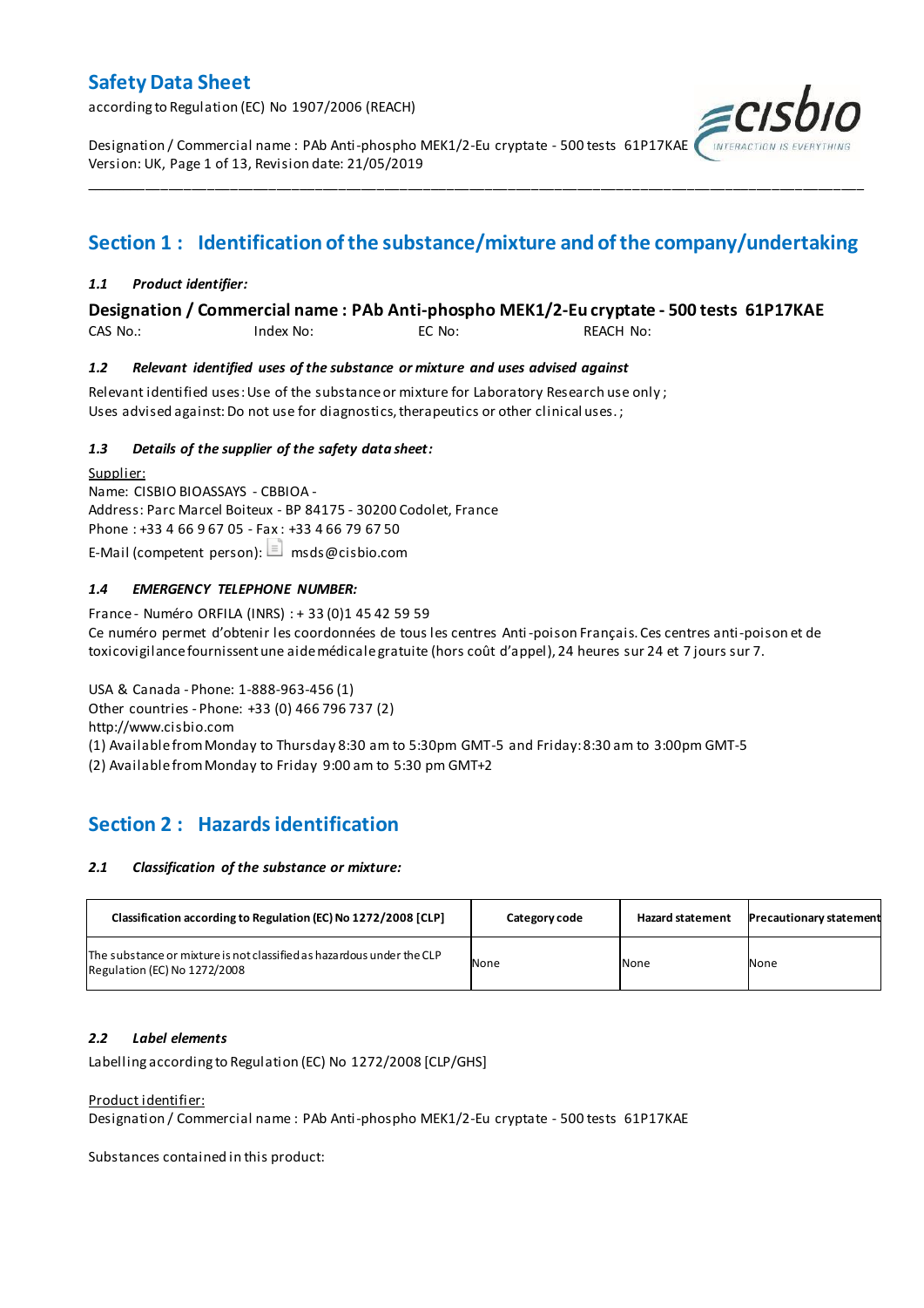# Safety Data Sheet

according to Regulation (EC) No 1907/2006 (REACH)

Designation / Commercial name : PAb Anti-phospho MEK1/2-Eu cryptate - 500 tests 61P17KAE
Version: UK, Page 1 of 13, Revision date: 21/05/2019

## Section 1 : Identification of the substance/mixture and of the company/undertaking

### *1.1 Product identifier:*

**Designation / Commercial name : PAb Anti-phospho MEK1/2-Eu cryptate - 500 tests 61P17KAE**

CAS No.: Index No: EC No: REACH No:

### *1.2 Relevant identified uses of the substance or mixture and uses advised against*

Relevant identified uses: Use of the substance or mixture for Laboratory Research use only ;
Uses advised against: Do not use for diagnostics, therapeutics or other clinical uses. ;

### *1.3 Details of the supplier of the safety data sheet:*

Supplier:
Name: CISBIO BIOASSAYS - CBBIOA -
Address: Parc Marcel Boiteux - BP 84175 - 30200 Codolet, France
Phone : +33 4 66 9 67 05 - Fax : +33 4 66 79 67 50
E-Mail (competent person): msds@cisbio.com

### *1.4 EMERGENCY TELEPHONE NUMBER:*

France - Numéro ORFILA (INRS) : + 33 (0)1 45 42 59 59
Ce numéro permet d'obtenir les coordonnées de tous les centres Anti-poison Français. Ces centres anti-poison et de toxicovigilance fournissent une aide médicale gratuite (hors coût d'appel), 24 heures sur 24 et 7 jours sur 7.

USA & Canada - Phone: 1-888-963-456 (1)
Other countries - Phone: +33 (0) 466 796 737 (2)
http://www.cisbio.com
(1) Available from Monday to Thursday 8:30 am to 5:30pm GMT-5 and Friday: 8:30 am to 3:00pm GMT-5
(2) Available from Monday to Friday 9:00 am to 5:30 pm GMT+2

## Section 2 : Hazards identification

### *2.1 Classification of the substance or mixture:*

| Classification according to Regulation (EC) No 1272/2008 [CLP] | Category code | Hazard statement | Precautionary statement |
|---|---|---|---|
| The substance or mixture is not classified as hazardous under the CLP Regulation (EC) No 1272/2008 | None | None | None |

### *2.2 Label elements*

Labelling according to Regulation (EC) No 1272/2008 [CLP/GHS]

Product identifier:
Designation / Commercial name : PAb Anti-phospho MEK1/2-Eu cryptate - 500 tests 61P17KAE

Substances contained in this product: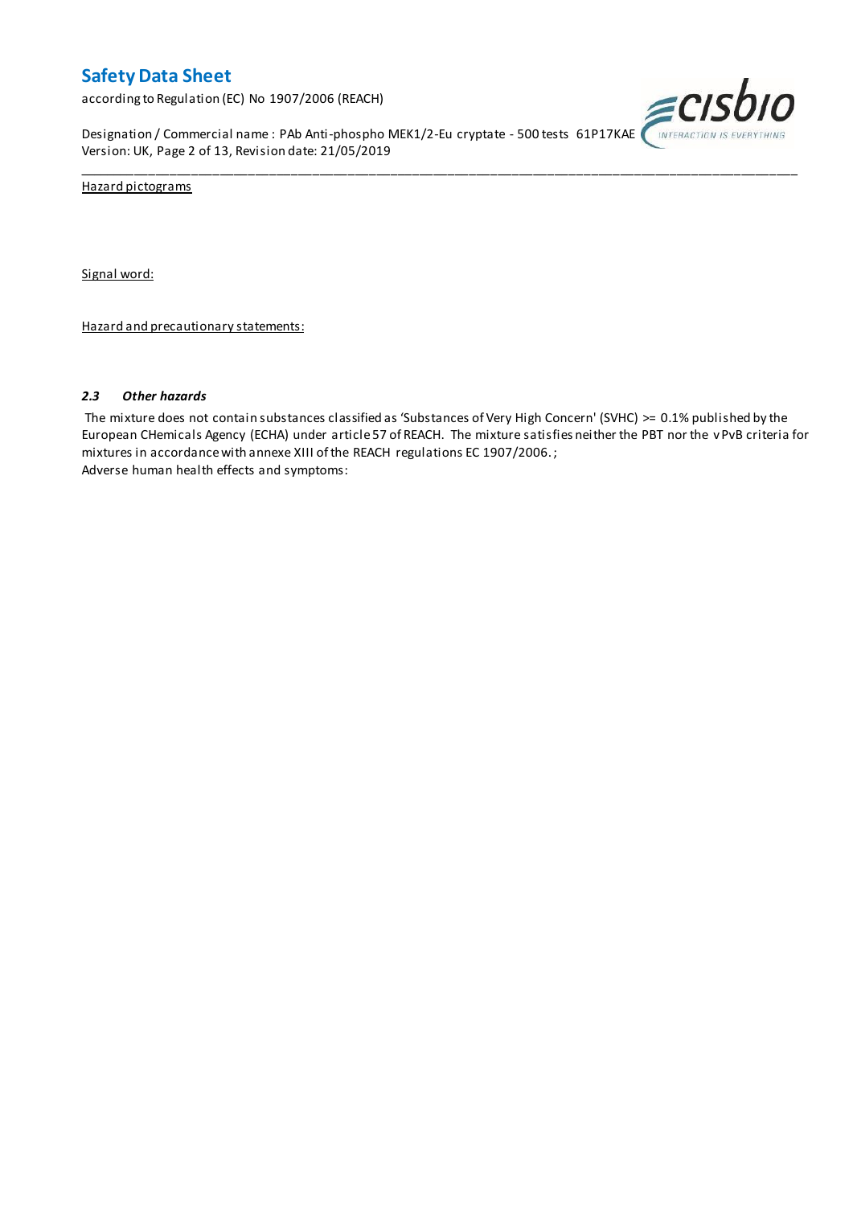Hazard pictograms

Signal word:

Hazard and precautionary statements:

### *2.3 Other hazards*

The mixture does not contain substances classified as 'Substances of Very High Concern' (SVHC) >= 0.1% published by the European CHemicals Agency (ECHA) under article 57 of REACH. The mixture satisfies neither the PBT nor the vPvB criteria for mixtures in accordance with annexe XIII of the REACH regulations EC 1907/2006. ;

Adverse human health effects and symptoms: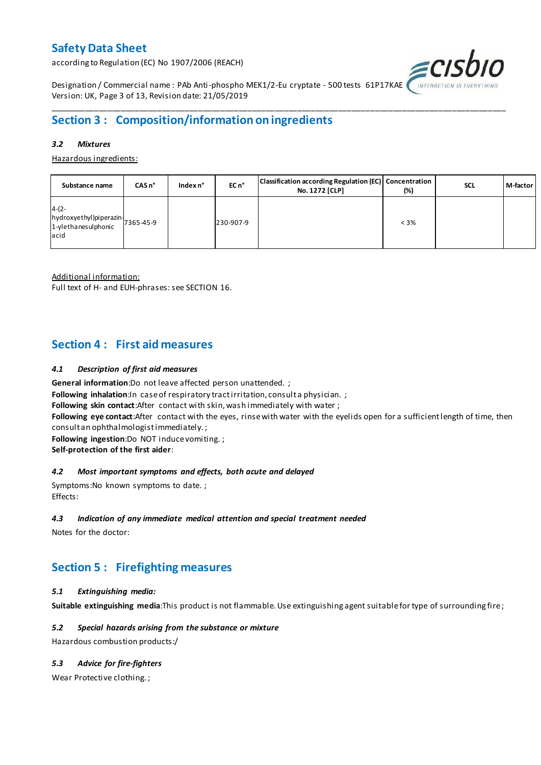## Section 3 : Composition/information on ingredients

### *3.2 Mixtures*

Hazardous ingredients:

| Substance name | CAS n° | Index n° | EC n° | Classification according Regulation (EC) No. 1272 [CLP] | Concentration (%) | SCL | M-factor |
|---|---|---|---|---|---|---|---|
| 4-(2-hydroxyethyl)piperazin-1-ylethanesulphonic acid | 7365-45-9 | | 230-907-9 | | < 3% | | |

Additional information:

Full text of H- and EUH-phrases: see SECTION 16.

## Section 4 : First aid measures

### *4.1 Description of first aid measures*

**General information**:Do not leave affected person unattended. ;
**Following inhalation**:In case of respiratory tract irritation, consult a physician. ;
**Following skin contact**:After contact with skin, wash immediately with water ;
**Following eye contact**:After contact with the eyes, rinse with water with the eyelids open for a sufficient length of time, then consult an ophthalmologist immediately. ;
**Following ingestion**:Do NOT induce vomiting. ;
**Self-protection of the first aider**:

### *4.2 Most important symptoms and effects, both acute and delayed*

Symptoms:No known symptoms to date. ;
Effects:

### *4.3 Indication of any immediate medical attention and special treatment needed*

Notes for the doctor:

## Section 5 : Firefighting measures

### *5.1 Extinguishing media:*

**Suitable extinguishing media**:This product is not flammable. Use extinguishing agent suitable for type of surrounding fire ;

### *5.2 Special hazards arising from the substance or mixture*

Hazardous combustion products:/

### *5.3 Advice for fire-fighters*

Wear Protective clothing. ;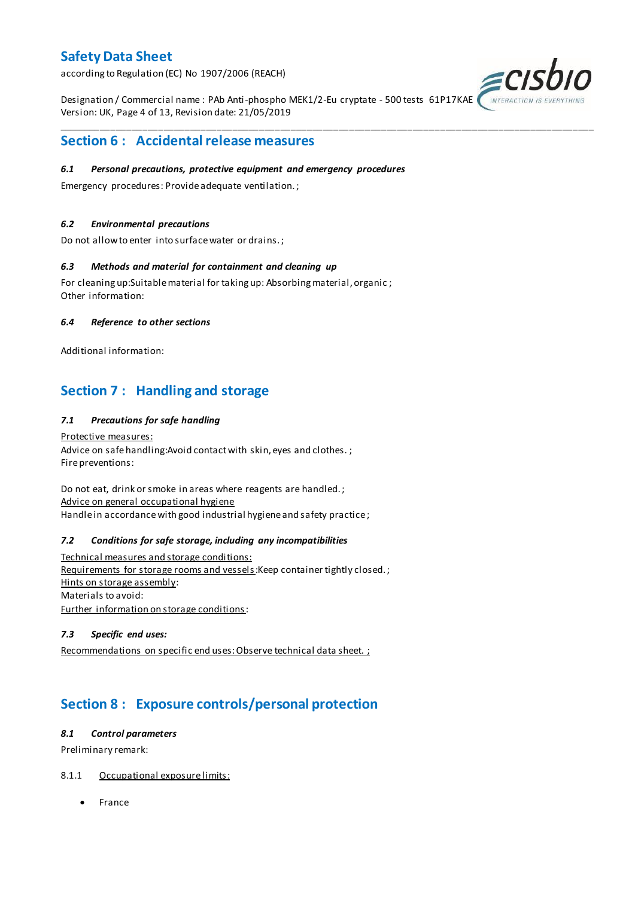## Section 6 : Accidental release measures

### *6.1 Personal precautions, protective equipment and emergency procedures*

Emergency procedures: Provide adequate ventilation. ;

### *6.2 Environmental precautions*

Do not allow to enter into surface water or drains. ;

### *6.3 Methods and material for containment and cleaning up*

For cleaning up:Suitable material for taking up: Absorbing material, organic ;
Other information:

### *6.4 Reference to other sections*

Additional information:

## Section 7 : Handling and storage

### *7.1 Precautions for safe handling*

Protective measures:
Advice on safe handling:Avoid contact with skin, eyes and clothes. ;
Fire preventions:

Do not eat, drink or smoke in areas where reagents are handled. ;
Advice on general occupational hygiene
Handle in accordance with good industrial hygiene and safety practice ;

### *7.2 Conditions for safe storage, including any incompatibilities*

Technical measures and storage conditions:
Requirements for storage rooms and vessels:Keep container tightly closed. ;
Hints on storage assembly:
Materials to avoid:
Further information on storage conditions:

### *7.3 Specific end uses:*

Recommendations on specific end uses: Observe technical data sheet. ;

## Section 8 : Exposure controls/personal protection

### *8.1 Control parameters*

Preliminary remark:

8.1.1 Occupational exposure limits:

- France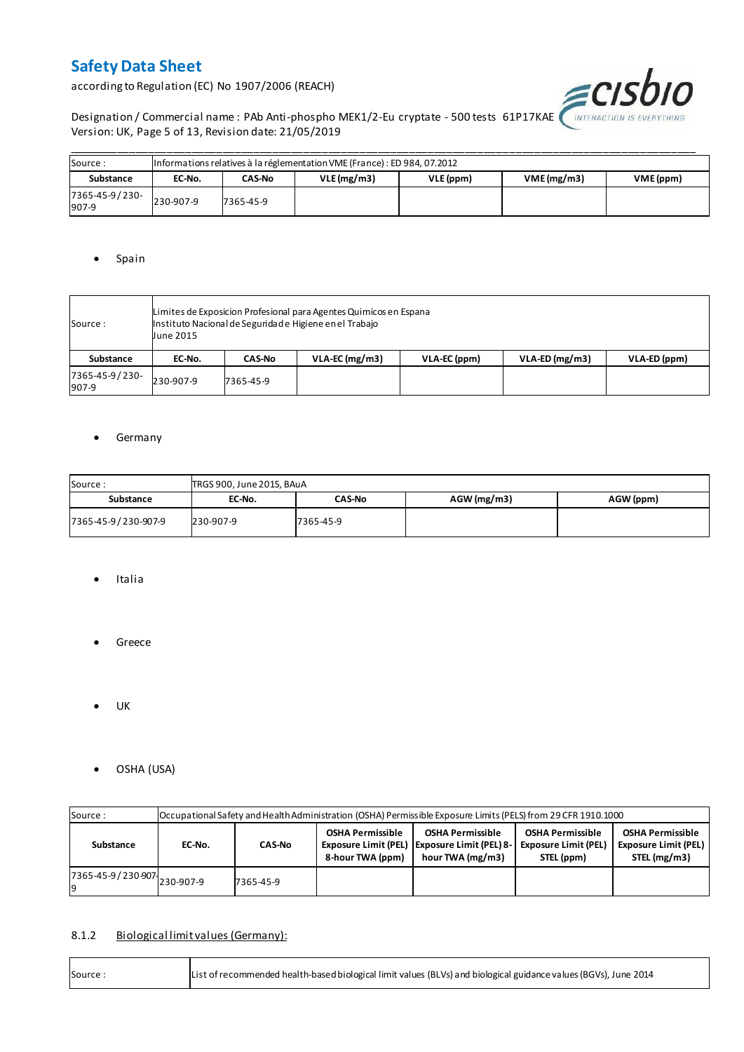| Source : | Informations relatives à la réglementation VME (France) : ED 984, 07.2012 | | | | | |
|---|---|---|---|---|---|---|
| **Substance** | **EC-No.** | **CAS-No** | **VLE (mg/m3)** | **VLE (ppm)** | **VME (mg/m3)** | **VME (ppm)** |
| 7365-45-9 / 230-907-9 | 230-907-9 | 7365-45-9 | | | | |

- Spain

| Source : | Limites de Exposicion Profesional para Agentes Quimicos en Espana<br>Instituto Nacional de Seguridad e Higiene en el Trabajo<br>June 2015 | | | | | |
|---|---|---|---|---|---|---|
| **Substance** | **EC-No.** | **CAS-No** | **VLA-EC (mg/m3)** | **VLA-EC (ppm)** | **VLA-ED (mg/m3)** | **VLA-ED (ppm)** |
| 7365-45-9 / 230-907-9 | 230-907-9 | 7365-45-9 | | | | |

- Germany

| Source : | TRGS 900, June 2015, BAuA | | | |
|---|---|---|---|---|
| **Substance** | **EC-No.** | **CAS-No** | **AGW (mg/m3)** | **AGW (ppm)** |
| 7365-45-9 / 230-907-9 | 230-907-9 | 7365-45-9 | | |

- Italia

- Greece

- UK

- OSHA (USA)

| Source : | Occupational Safety and Health Administration (OSHA) Permissible Exposure Limits (PELS) from 29 CFR 1910.1000 | | | | | |
|---|---|---|---|---|---|---|
| **Substance** | **EC-No.** | **CAS-No** | **OSHA Permissible Exposure Limit (PEL) 8-hour TWA (ppm)** | **OSHA Permissible Exposure Limit (PEL) 8-hour TWA (mg/m3)** | **OSHA Permissible Exposure Limit (PEL) STEL (ppm)** | **OSHA Permissible Exposure Limit (PEL) STEL (mg/m3)** |
| 7365-45-9 / 230-907-9 | 230-907-9 | 7365-45-9 | | | | |

### 8.1.2 Biological limit values (Germany):

| Source : | List of recommended health-based biological limit values (BLVs) and biological guidance values (BGVs), June 2014 |
|---|---|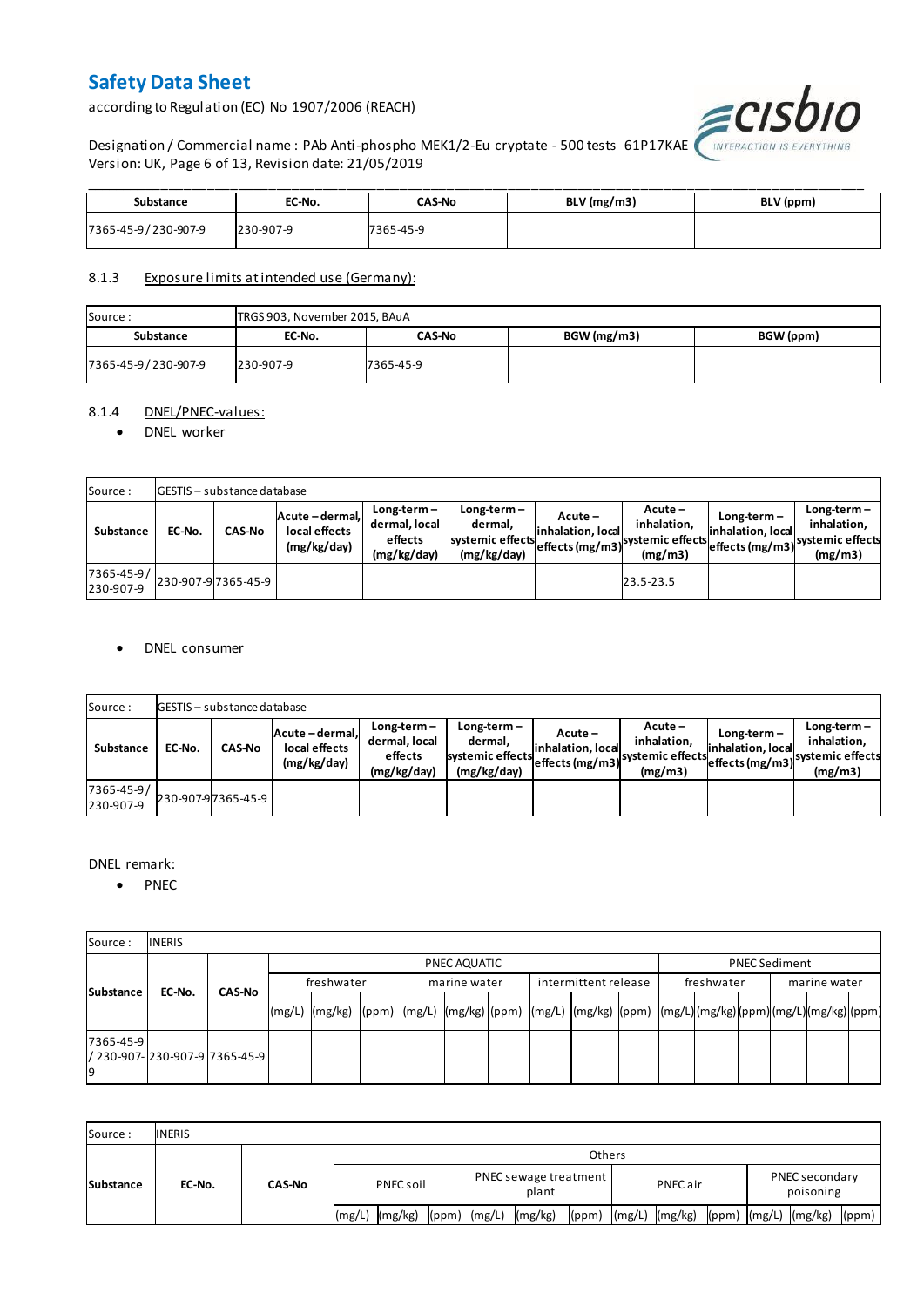| Substance | EC-No. | CAS-No | BLV (mg/m3) | BLV (ppm) |
|---|---|---|---|---|
| 7365-45-9 / 230-907-9 | 230-907-9 | 7365-45-9 | | |

8.1.3 Exposure limits at intended use (Germany):

| Source : | TRGS 903, November 2015, BAuA | | | |
|---|---|---|---|---|
| **Substance** | **EC-No.** | **CAS-No** | **BGW (mg/m3)** | **BGW (ppm)** |
| 7365-45-9 / 230-907-9 | 230-907-9 | 7365-45-9 | | |

8.1.4 DNEL/PNEC-values:

- DNEL worker

| Source : | GESTIS – substance database | | | | | | | | | |
|---|---|---|---|---|---|---|---|---|---|---|
| **Substance** | **EC-No.** | **CAS-No** | **Acute – dermal, local effects (mg/kg/day)** | **Long-term – dermal, local effects (mg/kg/day)** | **Long-term – dermal, systemic effects (mg/kg/day)** | **Acute – inhalation, local effects (mg/m3)** | **Acute – inhalation, systemic effects (mg/m3)** | **Long-term – inhalation, local effects (mg/m3)** | **Long-term – inhalation, systemic effects (mg/m3)** |
| 7365-45-9 / 230-907-9 | 230-907-9 | 7365-45-9 | | | | | 23.5-23.5 | | |

- DNEL consumer

| Source : | GESTIS – substance database | | | | | | | | | |
|---|---|---|---|---|---|---|---|---|---|---|
| **Substance** | **EC-No.** | **CAS-No** | **Acute – dermal, local effects (mg/kg/day)** | **Long-term – dermal, local effects (mg/kg/day)** | **Long-term – dermal, systemic effects (mg/kg/day)** | **Acute – inhalation, local effects (mg/m3)** | **Acute – inhalation, systemic effects (mg/m3)** | **Long-term – inhalation, local effects (mg/m3)** | **Long-term – inhalation, systemic effects (mg/m3)** |
| 7365-45-9 / 230-907-9 | 230-907-9 | 7365-45-9 | | | | | | | |

DNEL remark:

- PNEC

| Source : | INERIS | | | | | | | | | | | | | | | | | |
|---|---|---|---|---|---|---|---|---|---|---|---|---|---|---|---|---|---|---|
| **Substance** | **EC-No.** | **CAS-No** | PNEC AQUATIC | | | | | | | | | PNEC Sediment | | | | | |
| | | | freshwater | | | marine water | | | intermittent release | | | freshwater | | | marine water | | |
| | | | (mg/L) | (mg/kg) | (ppm) | (mg/L) | (mg/kg) | (ppm) | (mg/L) | (mg/kg) | (ppm) | (mg/L) | (mg/kg) | (ppm) | (mg/L) | (mg/kg) | (ppm) |
| 7365-45-9 / 230-907-9 | 230-907-9 | 7365-45-9 | | | | | | | | | | | | | | | |

| Source : | INERIS | | | | | | | | | | | | | |
|---|---|---|---|---|---|---|---|---|---|---|---|---|---|---|
| **Substance** | **EC-No.** | **CAS-No** | Others | | | | | | | | | | | |
| | | | PNEC soil | | | PNEC sewage treatment plant | | | PNEC air | | | PNEC secondary poisoning | | |
| | | | (mg/L) | (mg/kg) | (ppm) | (mg/L) | (mg/kg) | (ppm) | (mg/L) | (mg/kg) | (ppm) | (mg/L) | (mg/kg) | (ppm) |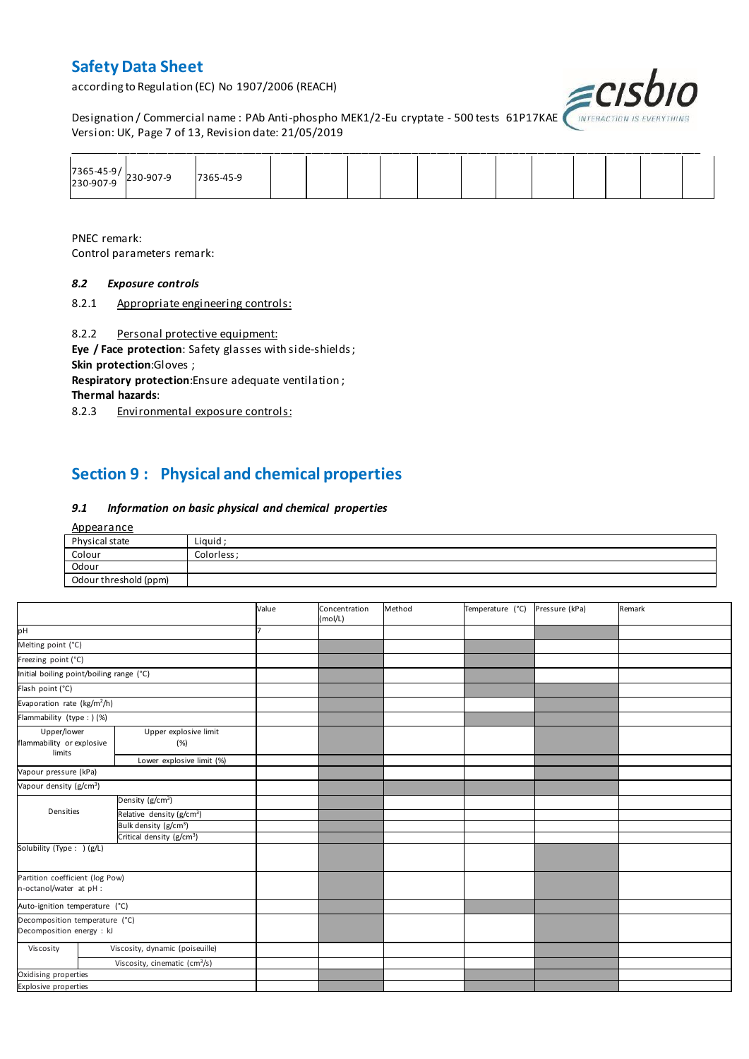| 7365-45-9 / 230-907-9 | 230-907-9 | 7365-45-9 | | | | | | | | | | |
|---|---|---|---|---|---|---|---|---|---|---|---|---|

PNEC remark:
Control parameters remark:

### *8.2 Exposure controls*

8.2.1 Appropriate engineering controls:

8.2.2 Personal protective equipment:

**Eye / Face protection**: Safety glasses with side-shields ;
**Skin protection**:Gloves ;
**Respiratory protection**:Ensure adequate ventilation ;
**Thermal hazards**:

8.2.3 Environmental exposure controls:

## Section 9 : Physical and chemical properties

### *9.1 Information on basic physical and chemical properties*

Appearance

| Physical state | Liquid ; |
|---|---|
| Colour | Colorless ; |
| Odour | |
| Odour threshold (ppm) | |

| | | Value | Concentration (mol/L) | Method | Temperature (°C) | Pressure (kPa) | Remark |
|---|---|---|---|---|---|---|---|
| pH | | 7 | | | | | |
| Melting point (°C) | | | | | | | |
| Freezing point (°C) | | | | | | | |
| Initial boiling point/boiling range (°C) | | | | | | | |
| Flash point (°C) | | | | | | | |
| Evaporation rate (kg/m²/h) | | | | | | | |
| Flammability (type : ) (%) | | | | | | | |
| Upper/lower flammability or explosive limits | Upper explosive limit (%) | | | | | | |
| | Lower explosive limit (%) | | | | | | |
| Vapour pressure (kPa) | | | | | | | |
| Vapour density (g/cm³) | | | | | | | |
| Densities | Density (g/cm³) | | | | | | |
| | Relative density (g/cm³) | | | | | | |
| | Bulk density (g/cm³) | | | | | | |
| | Critical density (g/cm³) | | | | | | |
| Solubility (Type : ) (g/L) | | | | | | | |
| Partition coefficient (log Pow) n-octanol/water at pH : | | | | | | | |
| Auto-ignition temperature (°C) | | | | | | | |
| Decomposition temperature (°C) Decomposition energy : kJ | | | | | | | |
| Viscosity | Viscosity, dynamic (poiseuille) | | | | | | |
| | Viscosity, cinematic (cm³/s) | | | | | | |
| Oxidising properties | | | | | | | |
| Explosive properties | | | | | | | |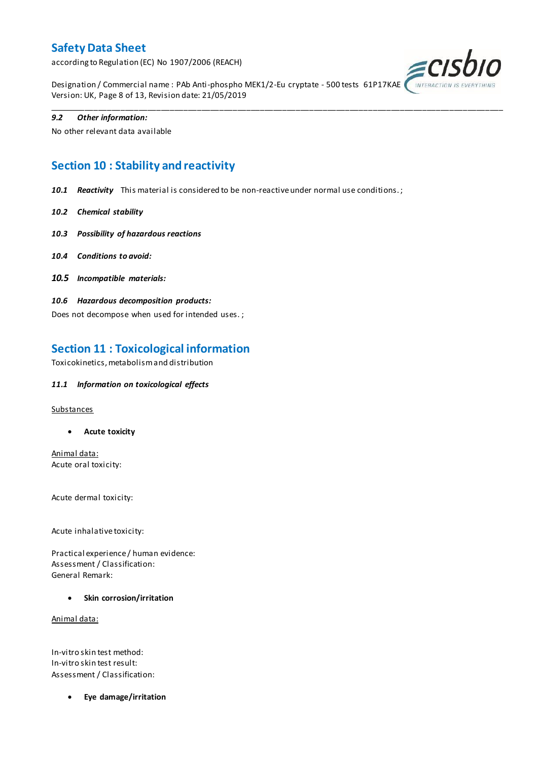#### *9.2 Other information:*

No other relevant data available

## Section 10 : Stability and reactivity

***10.1 Reactivity*** This material is considered to be non-reactive under normal use conditions. ;

***10.2 Chemical stability***

***10.3 Possibility of hazardous reactions***

***10.4 Conditions to avoid:***

***10.5 Incompatible materials:***

***10.6 Hazardous decomposition products:***

Does not decompose when used for intended uses. ;

## Section 11 : Toxicological information

Toxicokinetics, metabolism and distribution

***11.1 Information on toxicological effects***

<u>Substances</u>

- **Acute toxicity**

<u>Animal data:</u>
Acute oral toxicity:

Acute dermal toxicity:

Acute inhalative toxicity:

Practical experience / human evidence:
Assessment / Classification:
General Remark:

- **Skin corrosion/irritation**

<u>Animal data:</u>

In-vitro skin test method:
In-vitro skin test result:
Assessment / Classification:

- **Eye damage/irritation**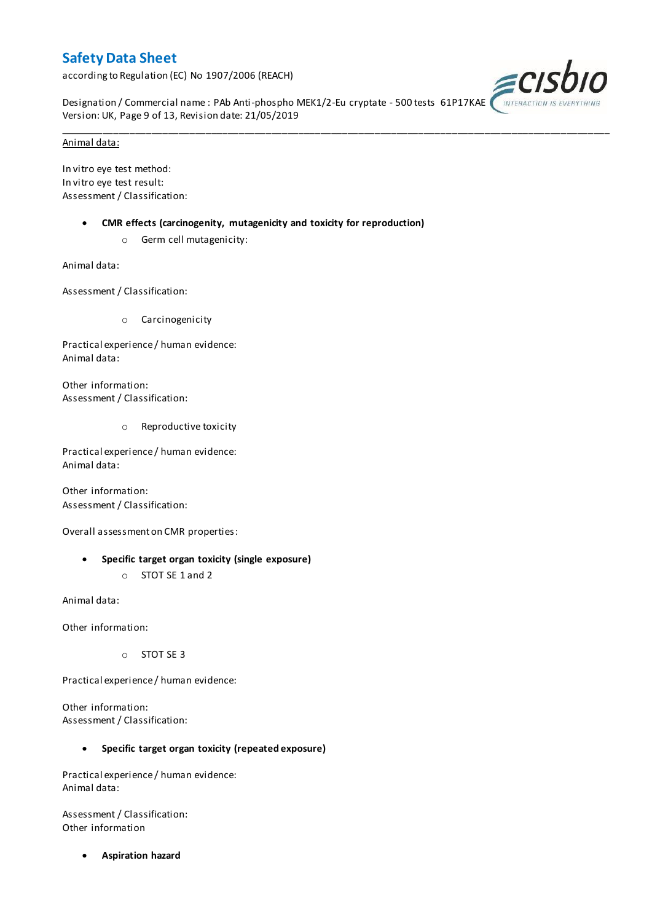Animal data:

In vitro eye test method:
In vitro eye test result:
Assessment / Classification:

- **CMR effects (carcinogenity, mutagenicity and toxicity for reproduction)**
    - Germ cell mutagenicity:

Animal data:

Assessment / Classification:

- Carcinogenicity

Practical experience / human evidence:
Animal data:

Other information:
Assessment / Classification:

- Reproductive toxicity

Practical experience / human evidence:
Animal data:

Other information:
Assessment / Classification:

Overall assessment on CMR properties:

- **Specific target organ toxicity (single exposure)**
    - STOT SE 1 and 2

Animal data:

Other information:

- STOT SE 3

Practical experience / human evidence:

Other information:
Assessment / Classification:

- **Specific target organ toxicity (repeated exposure)**

Practical experience / human evidence:
Animal data:

Assessment / Classification:
Other information

- **Aspiration hazard**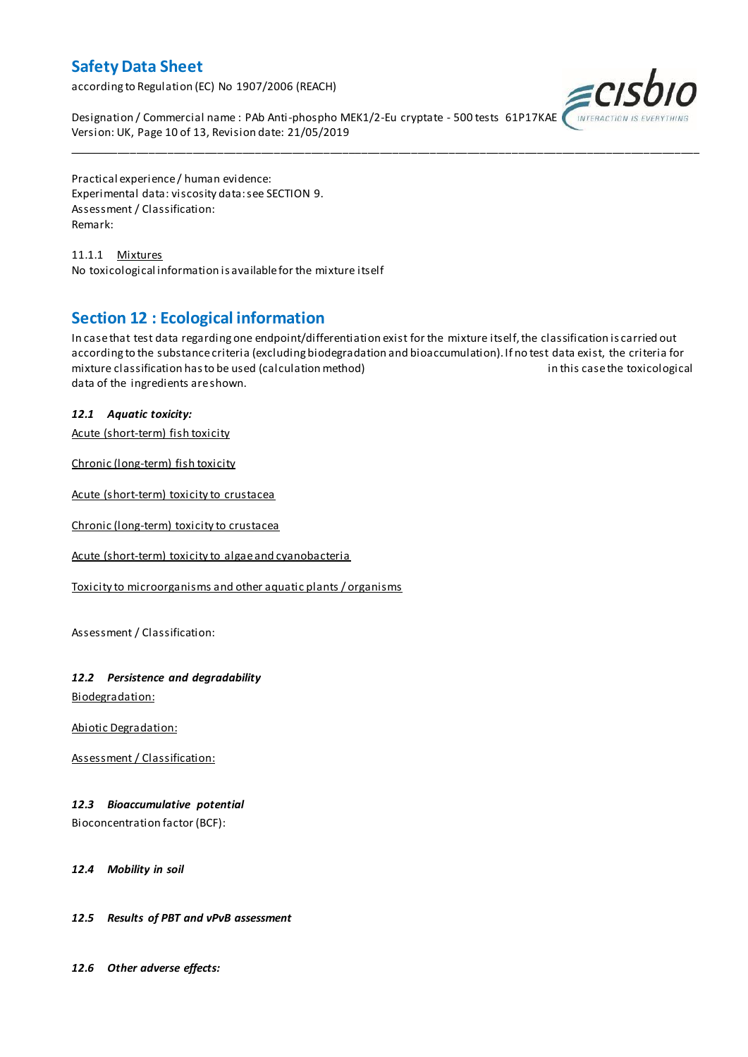Practical experience / human evidence:
Experimental data: viscosity data: see SECTION 9.
Assessment / Classification:
Remark:

11.1.1 Mixtures
No toxicological information is available for the mixture itself

## Section 12 : Ecological information

In case that test data regarding one endpoint/differentiation exist for the mixture itself, the classification is carried out according to the substance criteria (excluding biodegradation and bioaccumulation). If no test data exist, the criteria for mixture classification has to be used (calculation method) in this case the toxicological data of the ingredients are shown.

### *12.1 Aquatic toxicity:*

Acute (short-term) fish toxicity

Chronic (long-term) fish toxicity

Acute (short-term) toxicity to crustacea

Chronic (long-term) toxicity to crustacea

Acute (short-term) toxicity to algae and cyanobacteria

Toxicity to microorganisms and other aquatic plants / organisms

Assessment / Classification:

### *12.2 Persistence and degradability*

Biodegradation:

Abiotic Degradation:

Assessment / Classification:

### *12.3 Bioaccumulative potential*

Bioconcentration factor (BCF):

### *12.4 Mobility in soil*

### *12.5 Results of PBT and vPvB assessment*

### *12.6 Other adverse effects:*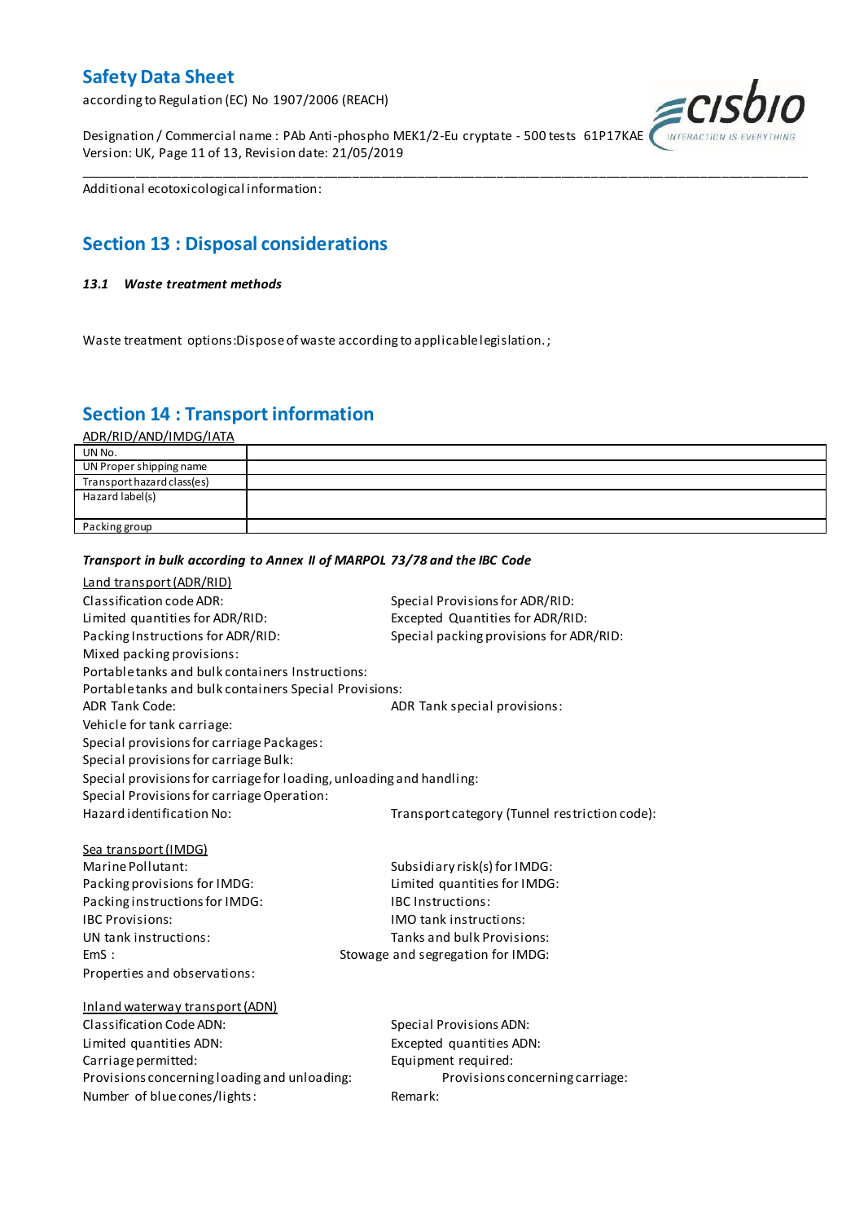Additional ecotoxicological information:

## Section 13 : Disposal considerations

### *13.1 Waste treatment methods*

Waste treatment options:Dispose of waste according to applicable legislation.;

## Section 14 : Transport information

ADR/RID/AND/IMDG/IATA

| | |
|---|---|
| UN No. | |
| UN Proper shipping name | |
| Transport hazard class(es) | |
| Hazard label(s) | |
| Packing group | |

***Transport in bulk according to Annex II of MARPOL 73/78 and the IBC Code***

Land transport (ADR/RID)

Classification code ADR:
Special Provisions for ADR/RID:
Limited quantities for ADR/RID:
Excepted Quantities for ADR/RID:
Packing Instructions for ADR/RID:
Special packing provisions for ADR/RID:
Mixed packing provisions:
Portable tanks and bulk containers Instructions:
Portable tanks and bulk containers Special Provisions:
ADR Tank Code:
ADR Tank special provisions:
Vehicle for tank carriage:
Special provisions for carriage Packages:
Special provisions for carriage Bulk:
Special provisions for carriage for loading, unloading and handling:
Special Provisions for carriage Operation:
Hazard identification No:
Transport category (Tunnel restriction code):

Sea transport (IMDG)

Marine Pollutant:
Subsidiary risk(s) for IMDG:
Packing provisions for IMDG:
Limited quantities for IMDG:
Packing instructions for IMDG:
IBC Instructions:
IBC Provisions:
IMO tank instructions:
UN tank instructions:
Tanks and bulk Provisions:
EmS :
Stowage and segregation for IMDG:
Properties and observations:

Inland waterway transport (ADN)

Classification Code ADN:
Special Provisions ADN:
Limited quantities ADN:
Excepted quantities ADN:
Carriage permitted:
Equipment required:
Provisions concerning loading and unloading:
Provisions concerning carriage:
Number of blue cones/lights:
Remark: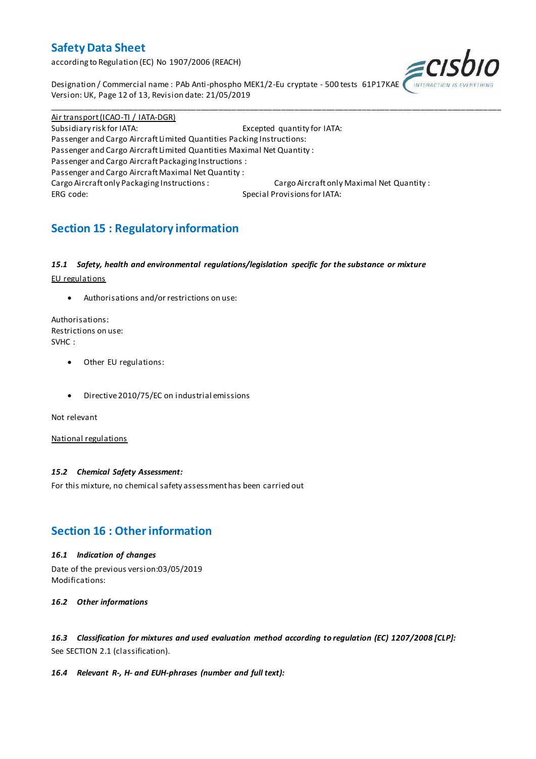Air transport (ICAO-TI / IATA-DGR)

Subsidiary risk for IATA: Excepted quantity for IATA:

Passenger and Cargo Aircraft Limited Quantities Packing Instructions:

Passenger and Cargo Aircraft Limited Quantities Maximal Net Quantity :

Passenger and Cargo Aircraft Packaging Instructions :

Passenger and Cargo Aircraft Maximal Net Quantity :

Cargo Aircraft only Packaging Instructions : Cargo Aircraft only Maximal Net Quantity :

ERG code: Special Provisions for IATA:

## Section 15 : Regulatory information

### *15.1 Safety, health and environmental regulations/legislation specific for the substance or mixture*

EU regulations

- Authorisations and/or restrictions on use:

Authorisations:
Restrictions on use:
SVHC :

- Other EU regulations:

- Directive 2010/75/EC on industrial emissions

Not relevant

National regulations

### *15.2 Chemical Safety Assessment:*

For this mixture, no chemical safety assessment has been carried out

## Section 16 : Other information

### *16.1 Indication of changes*

Date of the previous version:03/05/2019
Modifications:

### *16.2 Other informations*

### *16.3 Classification for mixtures and used evaluation method according to regulation (EC) 1207/2008 [CLP]:*

See SECTION 2.1 (classification).

### *16.4 Relevant R-, H- and EUH-phrases (number and full text):*